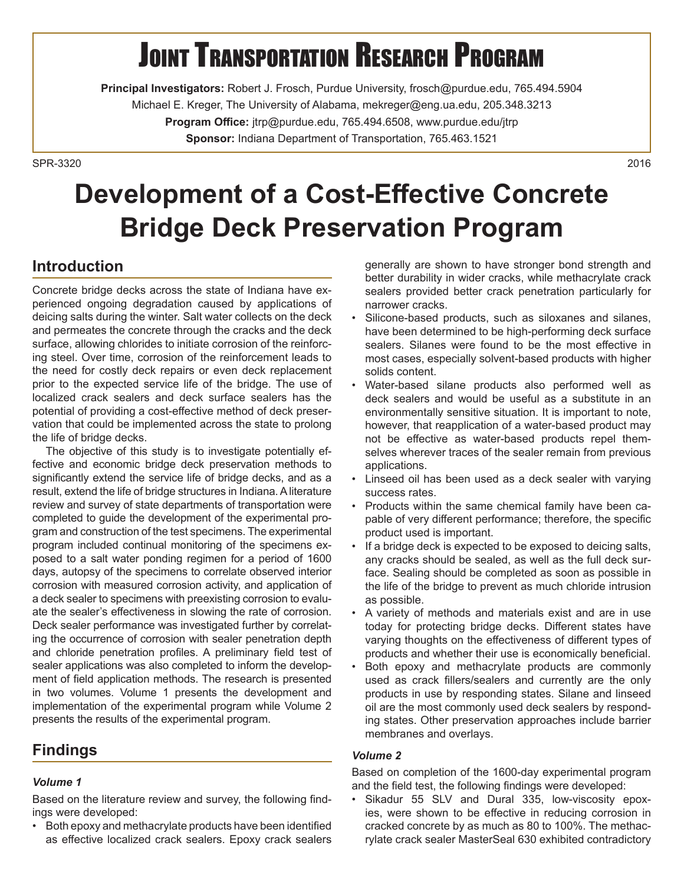# Joint Transportation Research Program

**Principal Investigators:** Robert J. Frosch, Purdue University, frosch@purdue.edu, 765.494.5904

Michael E. Kreger, The University of Alabama, mekreger@eng.ua.edu, 205.348.3213

**Program Office:** jtrp@purdue.edu, 765.494.6508, www.purdue.edu/jtrp

**Sponsor:** Indiana Department of Transportation, 765.463.1521

SPR-3320 2016

# Development of a Cost-Effective Concrete Bridge Deck Preservation Program

## Introduction

Concrete bridge decks across the state of Indiana have experienced ongoing degradation caused by applications of deicing salts during the winter. Salt water collects on the deck and permeates the concrete through the cracks and the deck surface, allowing chlorides to initiate corrosion of the reinforcing steel. Over time, corrosion of the reinforcement leads to the need for costly deck repairs or even deck replacement prior to the expected service life of the bridge. The use of localized crack sealers and deck surface sealers has the potential of providing a cost-effective method of deck preservation that could be implemented across the state to prolong the life of bridge decks.

The objective of this study is to investigate potentially effective and economic bridge deck preservation methods to significantly extend the service life of bridge decks, and as a result, extend the life of bridge structures in Indiana. A literature review and survey of state departments of transportation were completed to guide the development of the experimental program and construction of the test specimens. The experimental program included continual monitoring of the specimens exposed to a salt water ponding regimen for a period of 1600 days, autopsy of the specimens to correlate observed interior corrosion with measured corrosion activity, and application of a deck sealer to specimens with preexisting corrosion to evaluate the sealer's effectiveness in slowing the rate of corrosion. Deck sealer performance was investigated further by correlating the occurrence of corrosion with sealer penetration depth and chloride penetration profiles. A preliminary field test of sealer applications was also completed to inform the development of field application methods. The research is presented in two volumes. Volume 1 presents the development and implementation of the experimental program while Volume 2 presents the results of the experimental program.

## Findings

### *Volume 1*

Based on the literature review and survey, the following findings were developed:

- Both epoxy and methacrylate products have been identified as effective localized crack sealers. Epoxy crack sealers generally are shown to have stronger bond strength and better durability in wider cracks, while methacrylate crack sealers provided better crack penetration particularly for narrower cracks.
- Silicone-based products, such as siloxanes and silanes, have been determined to be high-performing deck surface sealers. Silanes were found to be the most effective in most cases, especially solvent-based products with higher solids content.
- Water-based silane products also performed well as deck sealers and would be useful as a substitute in an environmentally sensitive situation. It is important to note, however, that reapplication of a water-based product may not be effective as water-based products repel themselves wherever traces of the sealer remain from previous applications.
- Linseed oil has been used as a deck sealer with varying success rates.
- Products within the same chemical family have been capable of very different performance; therefore, the specific product used is important.
- If a bridge deck is expected to be exposed to deicing salts, any cracks should be sealed, as well as the full deck surface. Sealing should be completed as soon as possible in the life of the bridge to prevent as much chloride intrusion as possible.
- A variety of methods and materials exist and are in use today for protecting bridge decks. Different states have varying thoughts on the effectiveness of different types of products and whether their use is economically beneficial.
- Both epoxy and methacrylate products are commonly used as crack fillers/sealers and currently are the only products in use by responding states. Silane and linseed oil are the most commonly used deck sealers by responding states. Other preservation approaches include barrier membranes and overlays.

### *Volume 2*

Based on completion of the 1600-day experimental program and the field test, the following findings were developed:

- Sikadur 55 SLV and Dural 335, low-viscosity epoxies, were shown to be effective in reducing corrosion in cracked concrete by as much as 80 to 100%. The methacrylate crack sealer MasterSeal 630 exhibited contradictory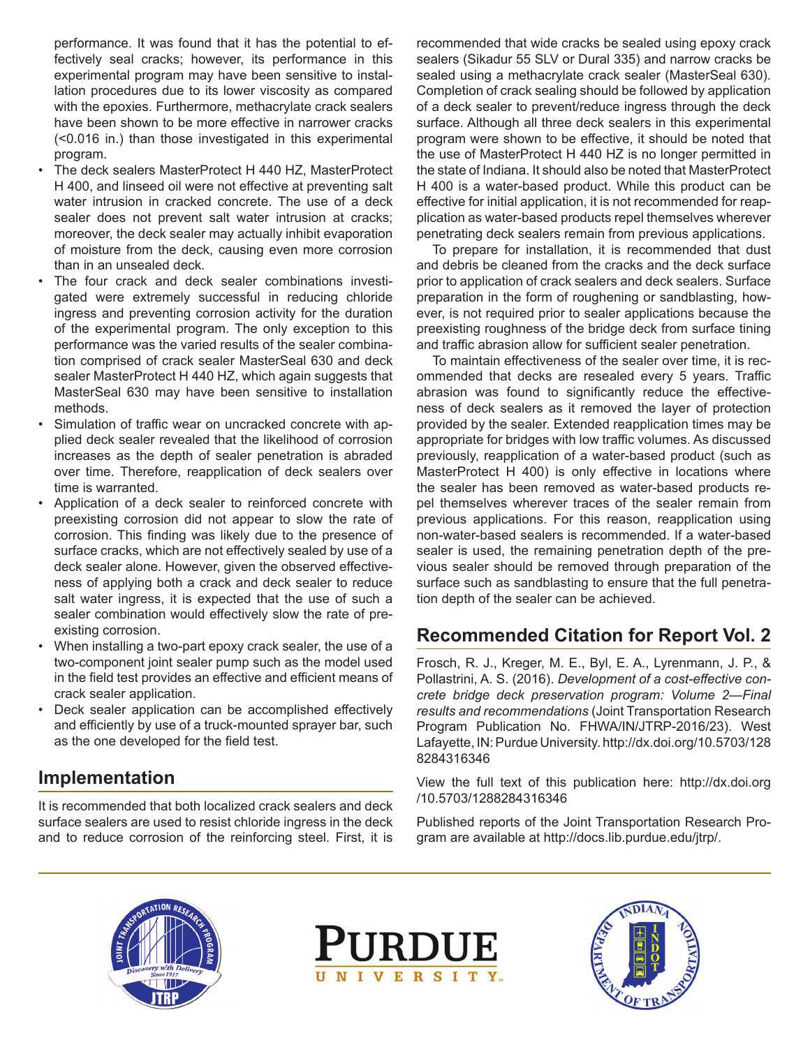performance. It was found that it has the potential to effectively seal cracks; however, its performance in this experimental program may have been sensitive to installation procedures due to its lower viscosity as compared with the epoxies. Furthermore, methacrylate crack sealers have been shown to be more effective in narrower cracks (<0.016 in.) than those investigated in this experimental program.

- The deck sealers MasterProtect H 440 HZ, MasterProtect H 400, and linseed oil were not effective at preventing salt water intrusion in cracked concrete. The use of a deck sealer does not prevent salt water intrusion at cracks; moreover, the deck sealer may actually inhibit evaporation of moisture from the deck, causing even more corrosion than in an unsealed deck.
- The four crack and deck sealer combinations investigated were extremely successful in reducing chloride ingress and preventing corrosion activity for the duration of the experimental program. The only exception to this performance was the varied results of the sealer combination comprised of crack sealer MasterSeal 630 and deck sealer MasterProtect H 440 HZ, which again suggests that MasterSeal 630 may have been sensitive to installation methods.
- Simulation of traffic wear on uncracked concrete with applied deck sealer revealed that the likelihood of corrosion increases as the depth of sealer penetration is abraded over time. Therefore, reapplication of deck sealers over time is warranted.
- Application of a deck sealer to reinforced concrete with preexisting corrosion did not appear to slow the rate of corrosion. This finding was likely due to the presence of surface cracks, which are not effectively sealed by use of a deck sealer alone. However, given the observed effectiveness of applying both a crack and deck sealer to reduce salt water ingress, it is expected that the use of such a sealer combination would effectively slow the rate of preexisting corrosion.
- When installing a two-part epoxy crack sealer, the use of a two-component joint sealer pump such as the model used in the field test provides an effective and efficient means of crack sealer application.
- Deck sealer application can be accomplished effectively and efficiently by use of a truck-mounted sprayer bar, such as the one developed for the field test.

## Implementation

It is recommended that both localized crack sealers and deck surface sealers are used to resist chloride ingress in the deck and to reduce corrosion of the reinforcing steel. First, it is recommended that wide cracks be sealed using epoxy crack sealers (Sikadur 55 SLV or Dural 335) and narrow cracks be sealed using a methacrylate crack sealer (MasterSeal 630). Completion of crack sealing should be followed by application of a deck sealer to prevent/reduce ingress through the deck surface. Although all three deck sealers in this experimental program were shown to be effective, it should be noted that the use of MasterProtect H 440 HZ is no longer permitted in the state of Indiana. It should also be noted that MasterProtect H 400 is a water-based product. While this product can be effective for initial application, it is not recommended for reapplication as water-based products repel themselves wherever penetrating deck sealers remain from previous applications.

To prepare for installation, it is recommended that dust and debris be cleaned from the cracks and the deck surface prior to application of crack sealers and deck sealers. Surface preparation in the form of roughening or sandblasting, however, is not required prior to sealer applications because the preexisting roughness of the bridge deck from surface tining and traffic abrasion allow for sufficient sealer penetration.

To maintain effectiveness of the sealer over time, it is recommended that decks are resealed every 5 years. Traffic abrasion was found to significantly reduce the effectiveness of deck sealers as it removed the layer of protection provided by the sealer. Extended reapplication times may be appropriate for bridges with low traffic volumes. As discussed previously, reapplication of a water-based product (such as MasterProtect H 400) is only effective in locations where the sealer has been removed as water-based products repel themselves wherever traces of the sealer remain from previous applications. For this reason, reapplication using non-water-based sealers is recommended. If a water-based sealer is used, the remaining penetration depth of the previous sealer should be removed through preparation of the surface such as sandblasting to ensure that the full penetration depth of the sealer can be achieved.

## Recommended Citation for Report Vol. 2

Frosch, R. J., Kreger, M. E., Byl, E. A., Lyrenmann, J. P., & Pollastrini, A. S. (2016). *Development of a cost-effective concrete bridge deck preservation program: Volume 2—Final results and recommendations* (Joint Transportation Research Program Publication No. FHWA/IN/JTRP-2016/23). West Lafayette, IN: Purdue University. http://dx.doi.org/10.5703/1288284316346

View the full text of this publication here: http://dx.doi.org/10.5703/1288284316346

Published reports of the Joint Transportation Research Program are available at http://docs.lib.purdue.edu/jtrp/.